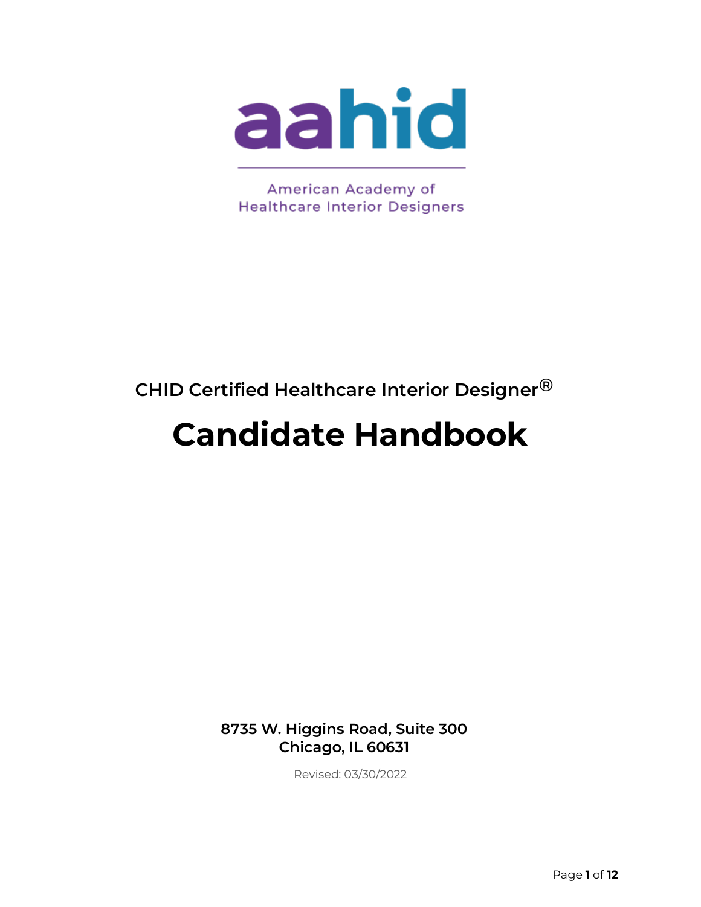aahid

American Academy of Healthcare Interior Designers

CHID Certified Healthcare Interior Designer®

# Candidate Handbook

**8735 W. Higgins Road, Suite 300**
**Chicago, IL 60631**

Revised: 03/30/2022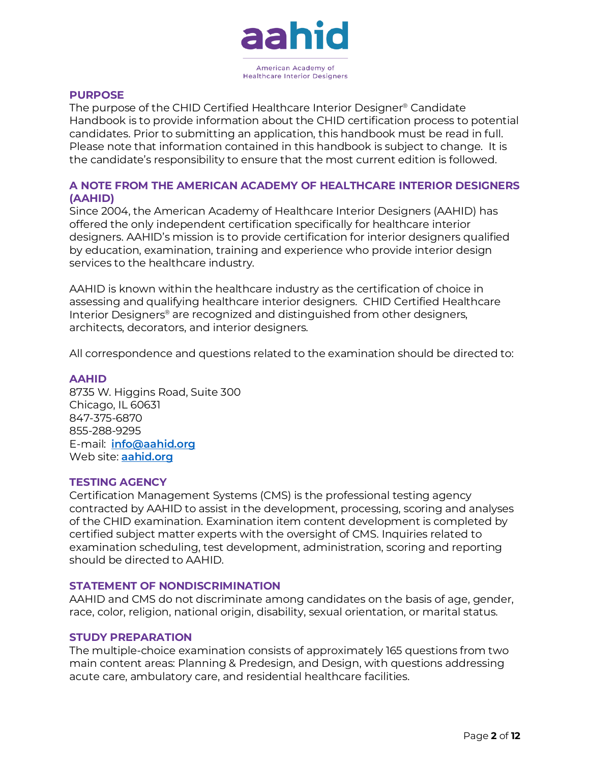## PURPOSE

The purpose of the CHID Certified Healthcare Interior Designer® Candidate Handbook is to provide information about the CHID certification process to potential candidates. Prior to submitting an application, this handbook must be read in full. Please note that information contained in this handbook is subject to change. It is the candidate's responsibility to ensure that the most current edition is followed.

## A NOTE FROM THE AMERICAN ACADEMY OF HEALTHCARE INTERIOR DESIGNERS (AAHID)

Since 2004, the American Academy of Healthcare Interior Designers (AAHID) has offered the only independent certification specifically for healthcare interior designers. AAHID's mission is to provide certification for interior designers qualified by education, examination, training and experience who provide interior design services to the healthcare industry.

AAHID is known within the healthcare industry as the certification of choice in assessing and qualifying healthcare interior designers. CHID Certified Healthcare Interior Designers® are recognized and distinguished from other designers, architects, decorators, and interior designers.

All correspondence and questions related to the examination should be directed to:

## AAHID

8735 W. Higgins Road, Suite 300
Chicago, IL 60631
847-375-6870
855-288-9295
E-mail: **info@aahid.org**
Web site: **aahid.org**

## TESTING AGENCY

Certification Management Systems (CMS) is the professional testing agency contracted by AAHID to assist in the development, processing, scoring and analyses of the CHID examination. Examination item content development is completed by certified subject matter experts with the oversight of CMS. Inquiries related to examination scheduling, test development, administration, scoring and reporting should be directed to AAHID.

## STATEMENT OF NONDISCRIMINATION

AAHID and CMS do not discriminate among candidates on the basis of age, gender, race, color, religion, national origin, disability, sexual orientation, or marital status.

## STUDY PREPARATION

The multiple-choice examination consists of approximately 165 questions from two main content areas: Planning & Predesign, and Design, with questions addressing acute care, ambulatory care, and residential healthcare facilities.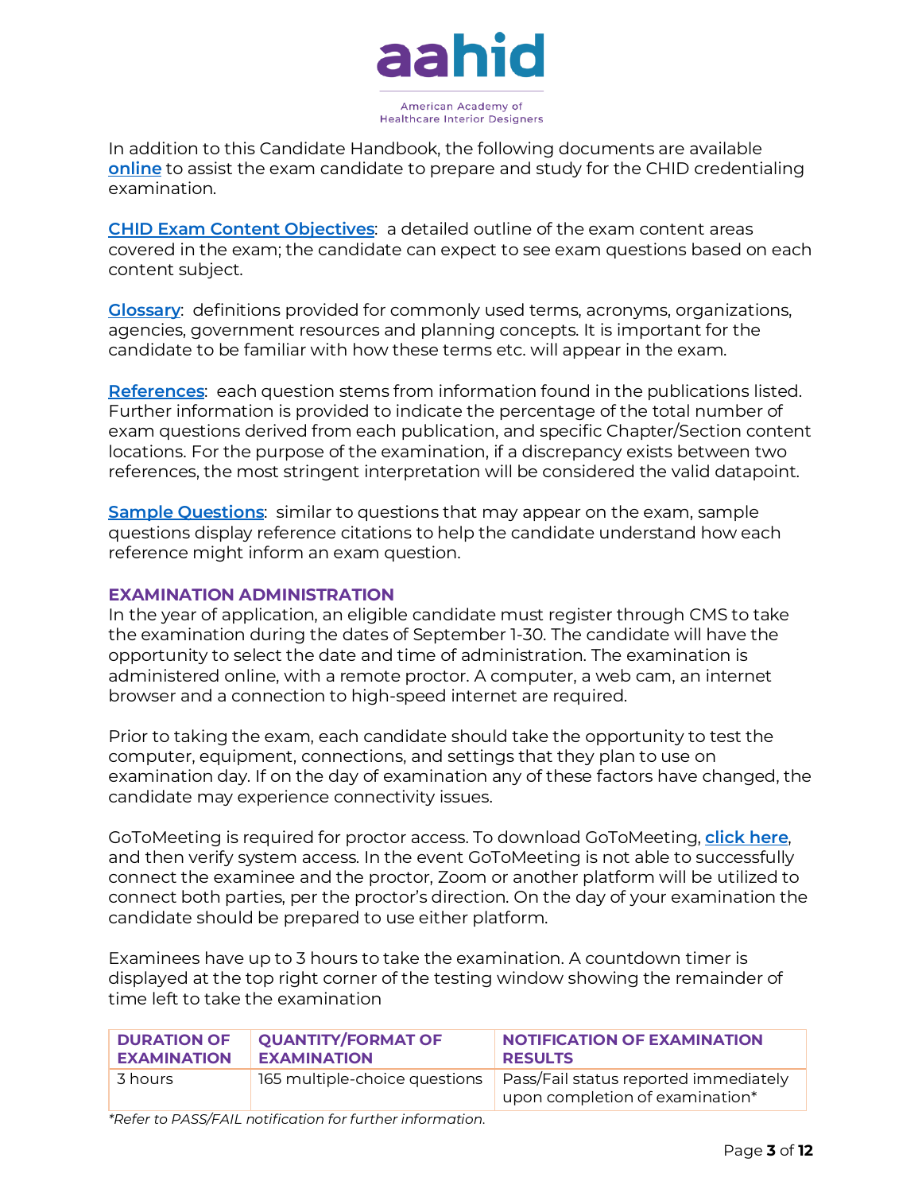In addition to this Candidate Handbook, the following documents are available **online** to assist the exam candidate to prepare and study for the CHID credentialing examination.

**CHID Exam Content Objectives**: a detailed outline of the exam content areas covered in the exam; the candidate can expect to see exam questions based on each content subject.

**Glossary**: definitions provided for commonly used terms, acronyms, organizations, agencies, government resources and planning concepts. It is important for the candidate to be familiar with how these terms etc. will appear in the exam.

**References**: each question stems from information found in the publications listed. Further information is provided to indicate the percentage of the total number of exam questions derived from each publication, and specific Chapter/Section content locations. For the purpose of the examination, if a discrepancy exists between two references, the most stringent interpretation will be considered the valid datapoint.

**Sample Questions**: similar to questions that may appear on the exam, sample questions display reference citations to help the candidate understand how each reference might inform an exam question.

## EXAMINATION ADMINISTRATION

In the year of application, an eligible candidate must register through CMS to take the examination during the dates of September 1-30. The candidate will have the opportunity to select the date and time of administration. The examination is administered online, with a remote proctor. A computer, a web cam, an internet browser and a connection to high-speed internet are required.

Prior to taking the exam, each candidate should take the opportunity to test the computer, equipment, connections, and settings that they plan to use on examination day. If on the day of examination any of these factors have changed, the candidate may experience connectivity issues.

GoToMeeting is required for proctor access. To download GoToMeeting, **click here**, and then verify system access. In the event GoToMeeting is not able to successfully connect the examinee and the proctor, Zoom or another platform will be utilized to connect both parties, per the proctor's direction. On the day of your examination the candidate should be prepared to use either platform.

Examinees have up to 3 hours to take the examination. A countdown timer is displayed at the top right corner of the testing window showing the remainder of time left to take the examination

| DURATION OF EXAMINATION | QUANTITY/FORMAT OF EXAMINATION | NOTIFICATION OF EXAMINATION RESULTS |
|---|---|---|
| 3 hours | 165 multiple-choice questions | Pass/Fail status reported immediately upon completion of examination* |

*\*Refer to PASS/FAIL notification for further information.*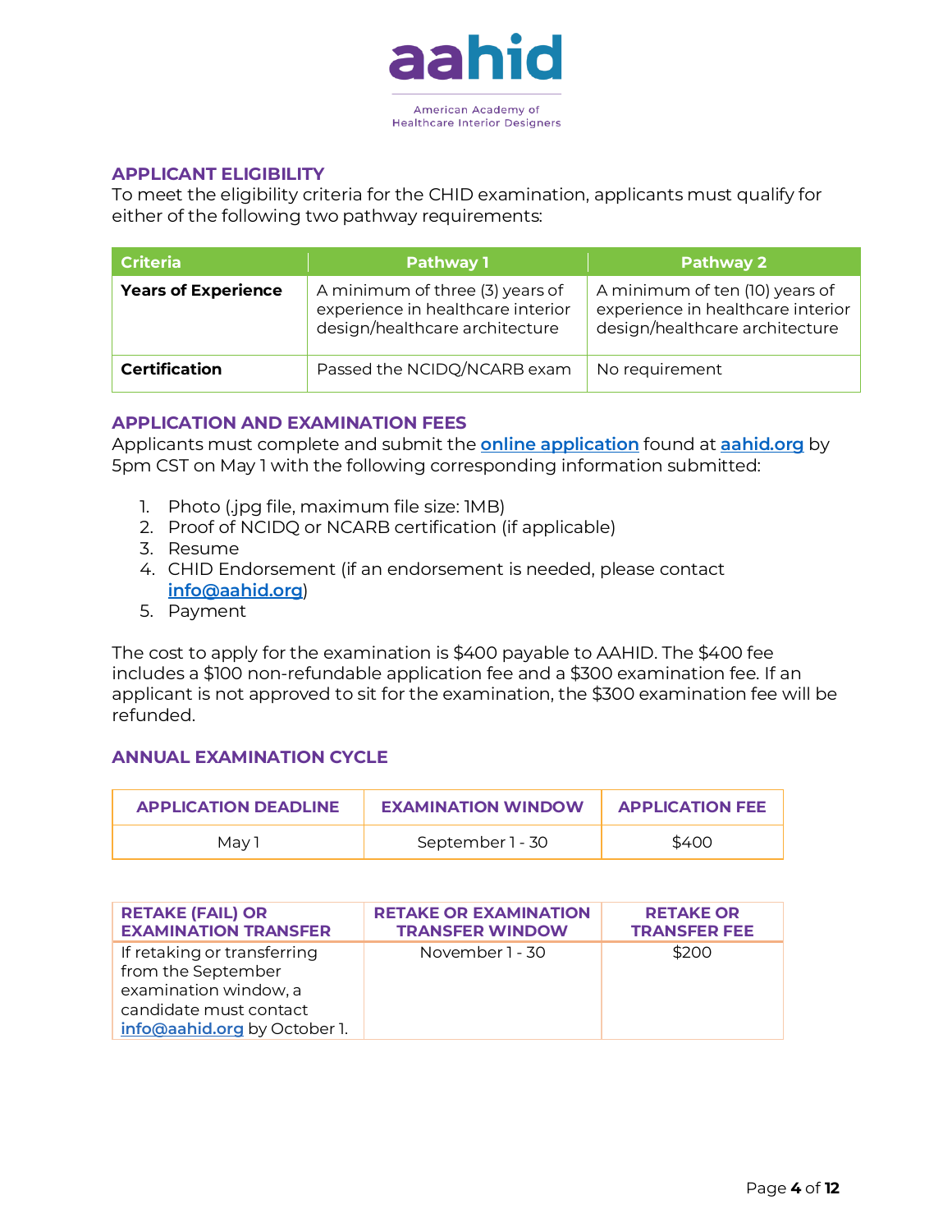## APPLICANT ELIGIBILITY

To meet the eligibility criteria for the CHID examination, applicants must qualify for either of the following two pathway requirements:

| Criteria | Pathway 1 | Pathway 2 |
|---|---|---|
| **Years of Experience** | A minimum of three (3) years of experience in healthcare interior design/healthcare architecture | A minimum of ten (10) years of experience in healthcare interior design/healthcare architecture |
| **Certification** | Passed the NCIDQ/NCARB exam | No requirement |

## APPLICATION AND EXAMINATION FEES

Applicants must complete and submit the **online application** found at **aahid.org** by 5pm CST on May 1 with the following corresponding information submitted:

1. Photo (.jpg file, maximum file size: 1MB)
2. Proof of NCIDQ or NCARB certification (if applicable)
3. Resume
4. CHID Endorsement (if an endorsement is needed, please contact **info@aahid.org**)
5. Payment

The cost to apply for the examination is $400 payable to AAHID. The $400 fee includes a $100 non-refundable application fee and a $300 examination fee. If an applicant is not approved to sit for the examination, the $300 examination fee will be refunded.

## ANNUAL EXAMINATION CYCLE

| APPLICATION DEADLINE | EXAMINATION WINDOW | APPLICATION FEE |
|---|---|---|
| May 1 | September 1 - 30 | $400 |

| RETAKE (FAIL) OR EXAMINATION TRANSFER | RETAKE OR EXAMINATION TRANSFER WINDOW | RETAKE OR TRANSFER FEE |
|---|---|---|
| If retaking or transferring from the September examination window, a candidate must contact info@aahid.org by October 1. | November 1 - 30 | $200 |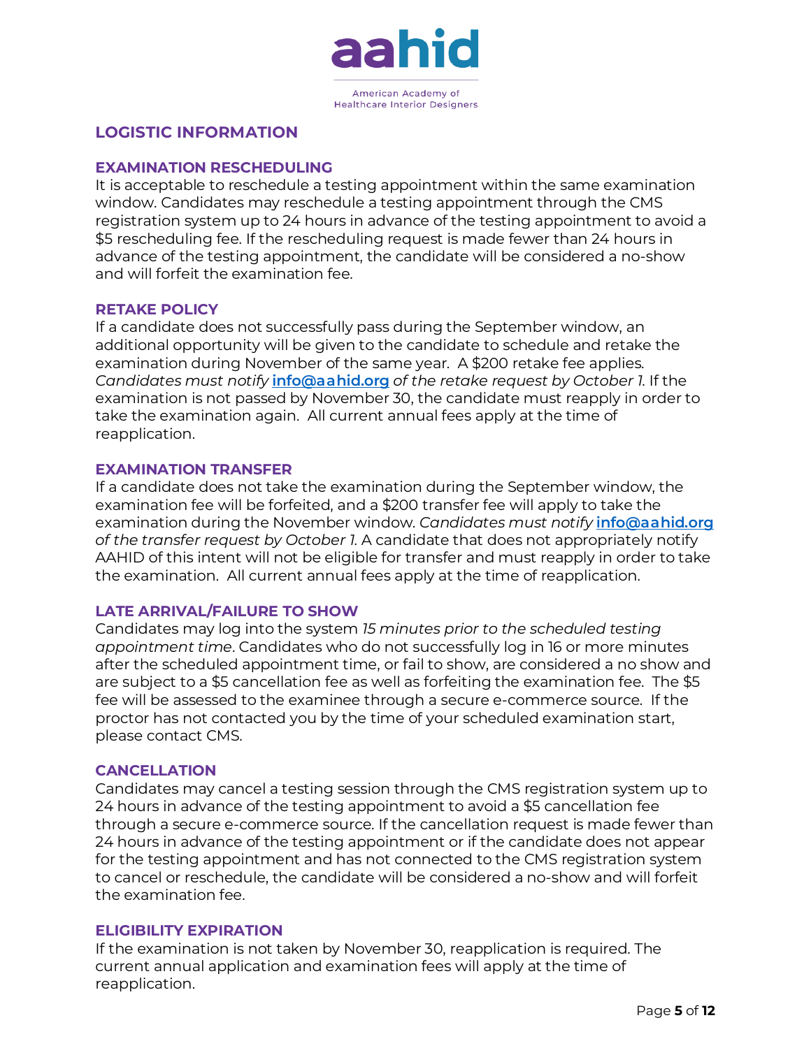## LOGISTIC INFORMATION

### EXAMINATION RESCHEDULING

It is acceptable to reschedule a testing appointment within the same examination window. Candidates may reschedule a testing appointment through the CMS registration system up to 24 hours in advance of the testing appointment to avoid a $5 rescheduling fee. If the rescheduling request is made fewer than 24 hours in advance of the testing appointment, the candidate will be considered a no-show and will forfeit the examination fee.

### RETAKE POLICY

If a candidate does not successfully pass during the September window, an additional opportunity will be given to the candidate to schedule and retake the examination during November of the same year. A $200 retake fee applies. *Candidates must notify* **info@aahid.org** *of the retake request by October 1*. If the examination is not passed by November 30, the candidate must reapply in order to take the examination again. All current annual fees apply at the time of reapplication.

### EXAMINATION TRANSFER

If a candidate does not take the examination during the September window, the examination fee will be forfeited, and a $200 transfer fee will apply to take the examination during the November window. *Candidates must notify* **info@aahid.org** *of the transfer request by October 1*. A candidate that does not appropriately notify AAHID of this intent will not be eligible for transfer and must reapply in order to take the examination. All current annual fees apply at the time of reapplication.

### LATE ARRIVAL/FAILURE TO SHOW

Candidates may log into the system *15 minutes prior to the scheduled testing appointment time*. Candidates who do not successfully log in 16 or more minutes after the scheduled appointment time, or fail to show, are considered a no show and are subject to a $5 cancellation fee as well as forfeiting the examination fee. The $5 fee will be assessed to the examinee through a secure e-commerce source. If the proctor has not contacted you by the time of your scheduled examination start, please contact CMS.

### CANCELLATION

Candidates may cancel a testing session through the CMS registration system up to 24 hours in advance of the testing appointment to avoid a $5 cancellation fee through a secure e-commerce source. If the cancellation request is made fewer than 24 hours in advance of the testing appointment or if the candidate does not appear for the testing appointment and has not connected to the CMS registration system to cancel or reschedule, the candidate will be considered a no-show and will forfeit the examination fee.

### ELIGIBILITY EXPIRATION

If the examination is not taken by November 30, reapplication is required. The current annual application and examination fees will apply at the time of reapplication.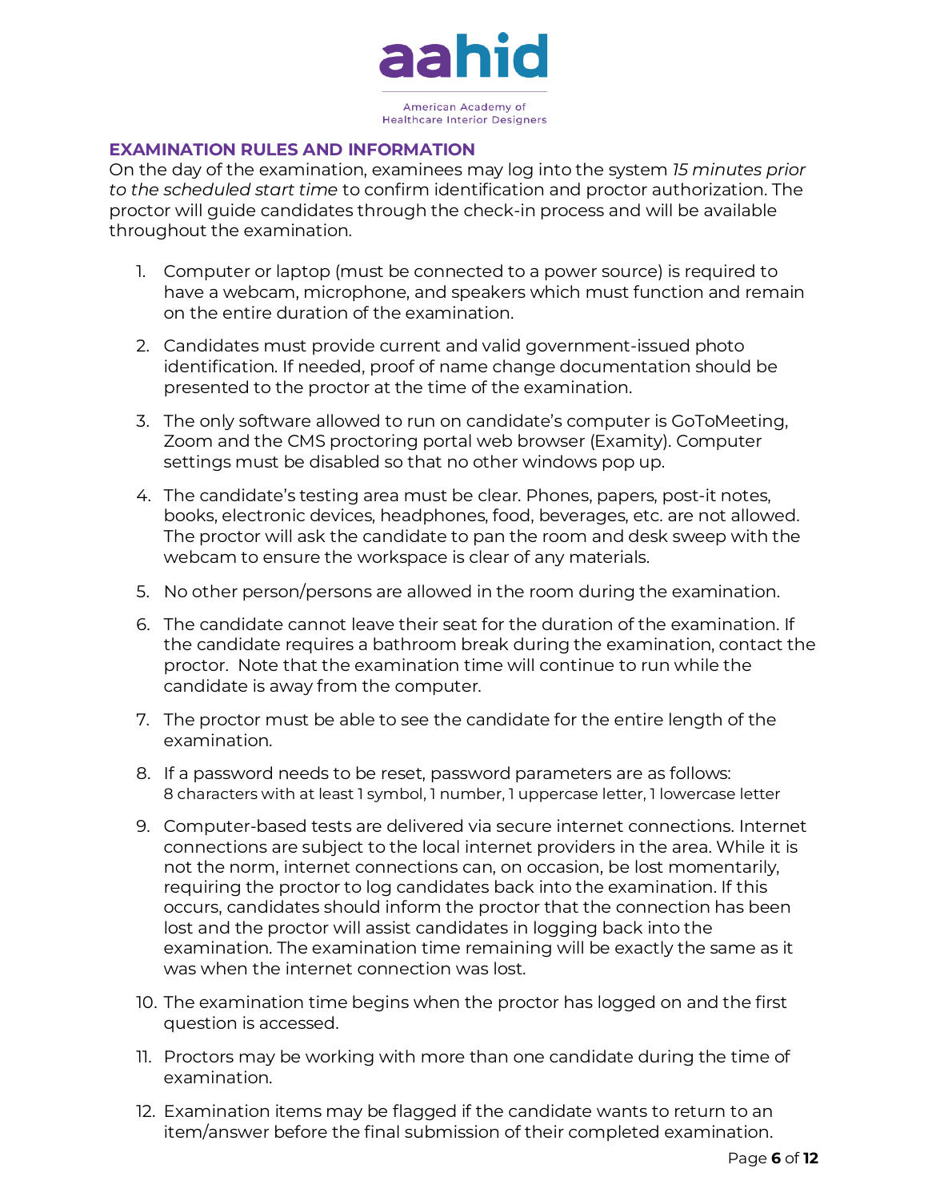## EXAMINATION RULES AND INFORMATION

On the day of the examination, examinees may log into the system *15 minutes prior to the scheduled start time* to confirm identification and proctor authorization. The proctor will guide candidates through the check-in process and will be available throughout the examination.

1. Computer or laptop (must be connected to a power source) is required to have a webcam, microphone, and speakers which must function and remain on the entire duration of the examination.
2. Candidates must provide current and valid government-issued photo identification. If needed, proof of name change documentation should be presented to the proctor at the time of the examination.
3. The only software allowed to run on candidate's computer is GoToMeeting, Zoom and the CMS proctoring portal web browser (Examity). Computer settings must be disabled so that no other windows pop up.
4. The candidate's testing area must be clear. Phones, papers, post-it notes, books, electronic devices, headphones, food, beverages, etc. are not allowed. The proctor will ask the candidate to pan the room and desk sweep with the webcam to ensure the workspace is clear of any materials.
5. No other person/persons are allowed in the room during the examination.
6. The candidate cannot leave their seat for the duration of the examination. If the candidate requires a bathroom break during the examination, contact the proctor. Note that the examination time will continue to run while the candidate is away from the computer.
7. The proctor must be able to see the candidate for the entire length of the examination.
8. If a password needs to be reset, password parameters are as follows: 8 characters with at least 1 symbol, 1 number, 1 uppercase letter, 1 lowercase letter
9. Computer-based tests are delivered via secure internet connections. Internet connections are subject to the local internet providers in the area. While it is not the norm, internet connections can, on occasion, be lost momentarily, requiring the proctor to log candidates back into the examination. If this occurs, candidates should inform the proctor that the connection has been lost and the proctor will assist candidates in logging back into the examination. The examination time remaining will be exactly the same as it was when the internet connection was lost.
10. The examination time begins when the proctor has logged on and the first question is accessed.
11. Proctors may be working with more than one candidate during the time of examination.
12. Examination items may be flagged if the candidate wants to return to an item/answer before the final submission of their completed examination.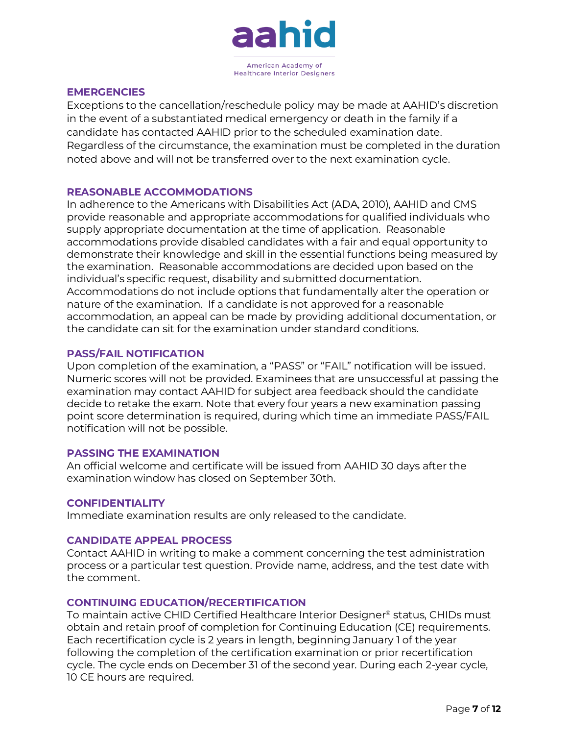## EMERGENCIES

Exceptions to the cancellation/reschedule policy may be made at AAHID's discretion in the event of a substantiated medical emergency or death in the family if a candidate has contacted AAHID prior to the scheduled examination date. Regardless of the circumstance, the examination must be completed in the duration noted above and will not be transferred over to the next examination cycle.

## REASONABLE ACCOMMODATIONS

In adherence to the Americans with Disabilities Act (ADA, 2010), AAHID and CMS provide reasonable and appropriate accommodations for qualified individuals who supply appropriate documentation at the time of application. Reasonable accommodations provide disabled candidates with a fair and equal opportunity to demonstrate their knowledge and skill in the essential functions being measured by the examination. Reasonable accommodations are decided upon based on the individual's specific request, disability and submitted documentation. Accommodations do not include options that fundamentally alter the operation or nature of the examination. If a candidate is not approved for a reasonable accommodation, an appeal can be made by providing additional documentation, or the candidate can sit for the examination under standard conditions.

## PASS/FAIL NOTIFICATION

Upon completion of the examination, a "PASS" or "FAIL" notification will be issued. Numeric scores will not be provided. Examinees that are unsuccessful at passing the examination may contact AAHID for subject area feedback should the candidate decide to retake the exam. Note that every four years a new examination passing point score determination is required, during which time an immediate PASS/FAIL notification will not be possible.

## PASSING THE EXAMINATION

An official welcome and certificate will be issued from AAHID 30 days after the examination window has closed on September 30th.

## CONFIDENTIALITY

Immediate examination results are only released to the candidate.

## CANDIDATE APPEAL PROCESS

Contact AAHID in writing to make a comment concerning the test administration process or a particular test question. Provide name, address, and the test date with the comment.

## CONTINUING EDUCATION/RECERTIFICATION

To maintain active CHID Certified Healthcare Interior Designer® status, CHIDs must obtain and retain proof of completion for Continuing Education (CE) requirements. Each recertification cycle is 2 years in length, beginning January 1 of the year following the completion of the certification examination or prior recertification cycle. The cycle ends on December 31 of the second year. During each 2-year cycle, 10 CE hours are required.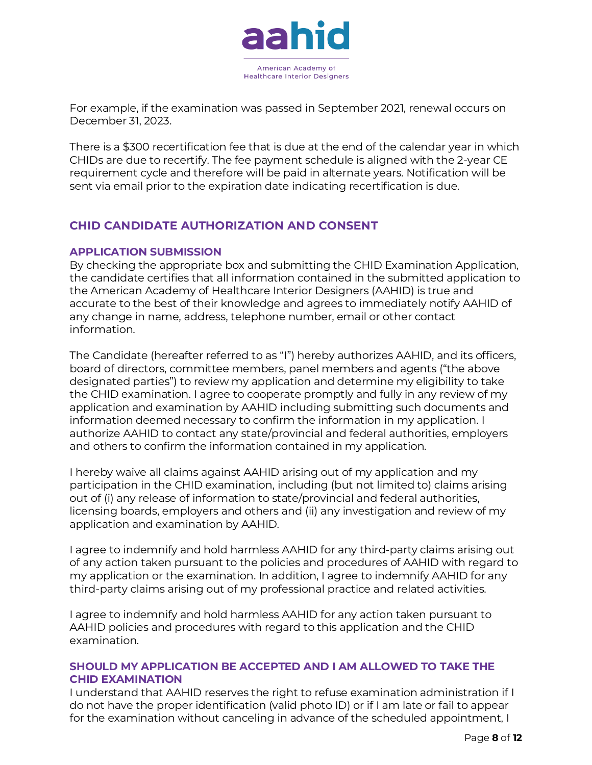For example, if the examination was passed in September 2021, renewal occurs on December 31, 2023.

There is a $300 recertification fee that is due at the end of the calendar year in which CHIDs are due to recertify. The fee payment schedule is aligned with the 2-year CE requirement cycle and therefore will be paid in alternate years. Notification will be sent via email prior to the expiration date indicating recertification is due.

## CHID CANDIDATE AUTHORIZATION AND CONSENT

### APPLICATION SUBMISSION

By checking the appropriate box and submitting the CHID Examination Application, the candidate certifies that all information contained in the submitted application to the American Academy of Healthcare Interior Designers (AAHID) is true and accurate to the best of their knowledge and agrees to immediately notify AAHID of any change in name, address, telephone number, email or other contact information.

The Candidate (hereafter referred to as "I") hereby authorizes AAHID, and its officers, board of directors, committee members, panel members and agents ("the above designated parties") to review my application and determine my eligibility to take the CHID examination. I agree to cooperate promptly and fully in any review of my application and examination by AAHID including submitting such documents and information deemed necessary to confirm the information in my application. I authorize AAHID to contact any state/provincial and federal authorities, employers and others to confirm the information contained in my application.

I hereby waive all claims against AAHID arising out of my application and my participation in the CHID examination, including (but not limited to) claims arising out of (i) any release of information to state/provincial and federal authorities, licensing boards, employers and others and (ii) any investigation and review of my application and examination by AAHID.

I agree to indemnify and hold harmless AAHID for any third-party claims arising out of any action taken pursuant to the policies and procedures of AAHID with regard to my application or the examination. In addition, I agree to indemnify AAHID for any third-party claims arising out of my professional practice and related activities.

I agree to indemnify and hold harmless AAHID for any action taken pursuant to AAHID policies and procedures with regard to this application and the CHID examination.

### SHOULD MY APPLICATION BE ACCEPTED AND I AM ALLOWED TO TAKE THE CHID EXAMINATION

I understand that AAHID reserves the right to refuse examination administration if I do not have the proper identification (valid photo ID) or if I am late or fail to appear for the examination without canceling in advance of the scheduled appointment, I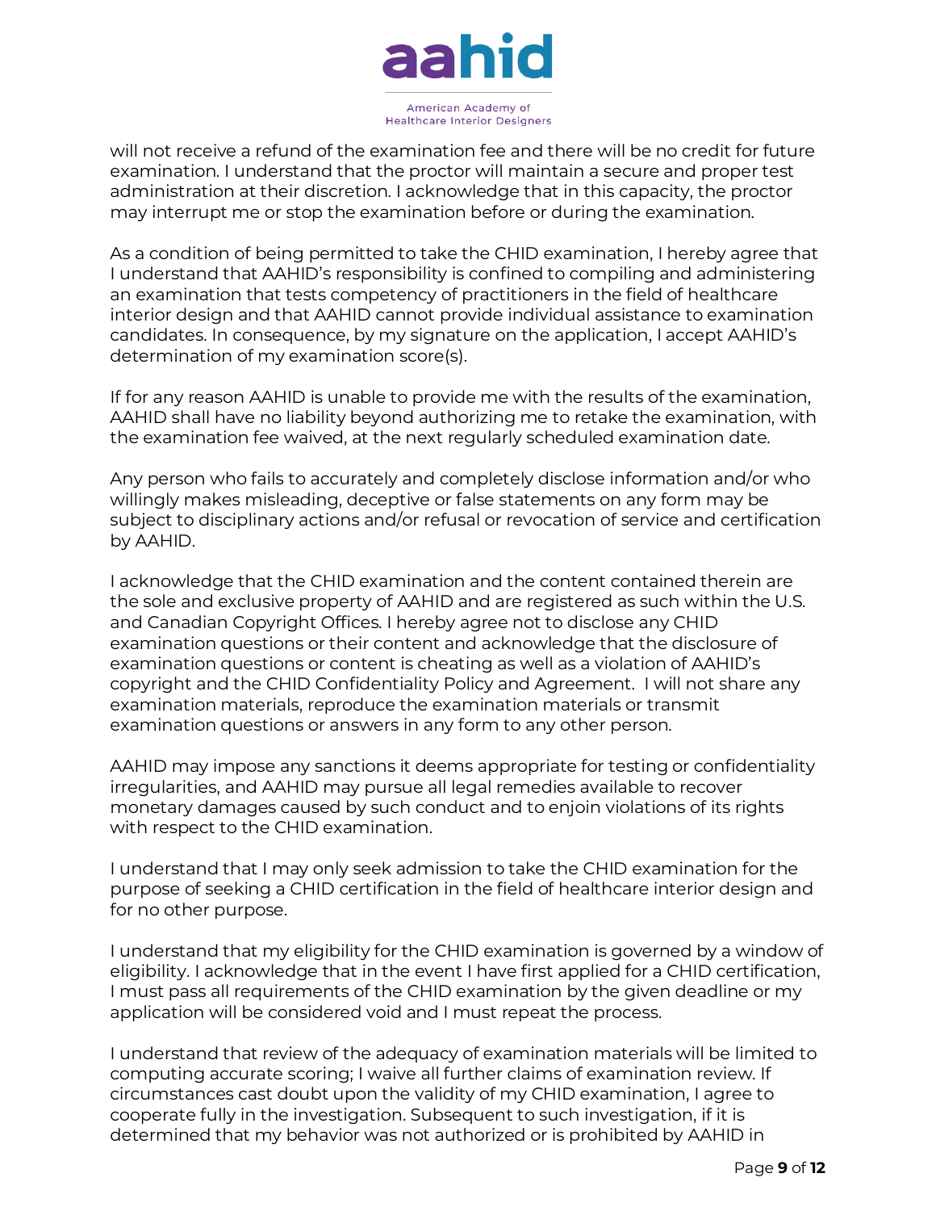will not receive a refund of the examination fee and there will be no credit for future examination. I understand that the proctor will maintain a secure and proper test administration at their discretion. I acknowledge that in this capacity, the proctor may interrupt me or stop the examination before or during the examination.

As a condition of being permitted to take the CHID examination, I hereby agree that I understand that AAHID's responsibility is confined to compiling and administering an examination that tests competency of practitioners in the field of healthcare interior design and that AAHID cannot provide individual assistance to examination candidates. In consequence, by my signature on the application, I accept AAHID's determination of my examination score(s).

If for any reason AAHID is unable to provide me with the results of the examination, AAHID shall have no liability beyond authorizing me to retake the examination, with the examination fee waived, at the next regularly scheduled examination date.

Any person who fails to accurately and completely disclose information and/or who willingly makes misleading, deceptive or false statements on any form may be subject to disciplinary actions and/or refusal or revocation of service and certification by AAHID.

I acknowledge that the CHID examination and the content contained therein are the sole and exclusive property of AAHID and are registered as such within the U.S. and Canadian Copyright Offices. I hereby agree not to disclose any CHID examination questions or their content and acknowledge that the disclosure of examination questions or content is cheating as well as a violation of AAHID's copyright and the CHID Confidentiality Policy and Agreement. I will not share any examination materials, reproduce the examination materials or transmit examination questions or answers in any form to any other person.

AAHID may impose any sanctions it deems appropriate for testing or confidentiality irregularities, and AAHID may pursue all legal remedies available to recover monetary damages caused by such conduct and to enjoin violations of its rights with respect to the CHID examination.

I understand that I may only seek admission to take the CHID examination for the purpose of seeking a CHID certification in the field of healthcare interior design and for no other purpose.

I understand that my eligibility for the CHID examination is governed by a window of eligibility. I acknowledge that in the event I have first applied for a CHID certification, I must pass all requirements of the CHID examination by the given deadline or my application will be considered void and I must repeat the process.

I understand that review of the adequacy of examination materials will be limited to computing accurate scoring; I waive all further claims of examination review. If circumstances cast doubt upon the validity of my CHID examination, I agree to cooperate fully in the investigation. Subsequent to such investigation, if it is determined that my behavior was not authorized or is prohibited by AAHID in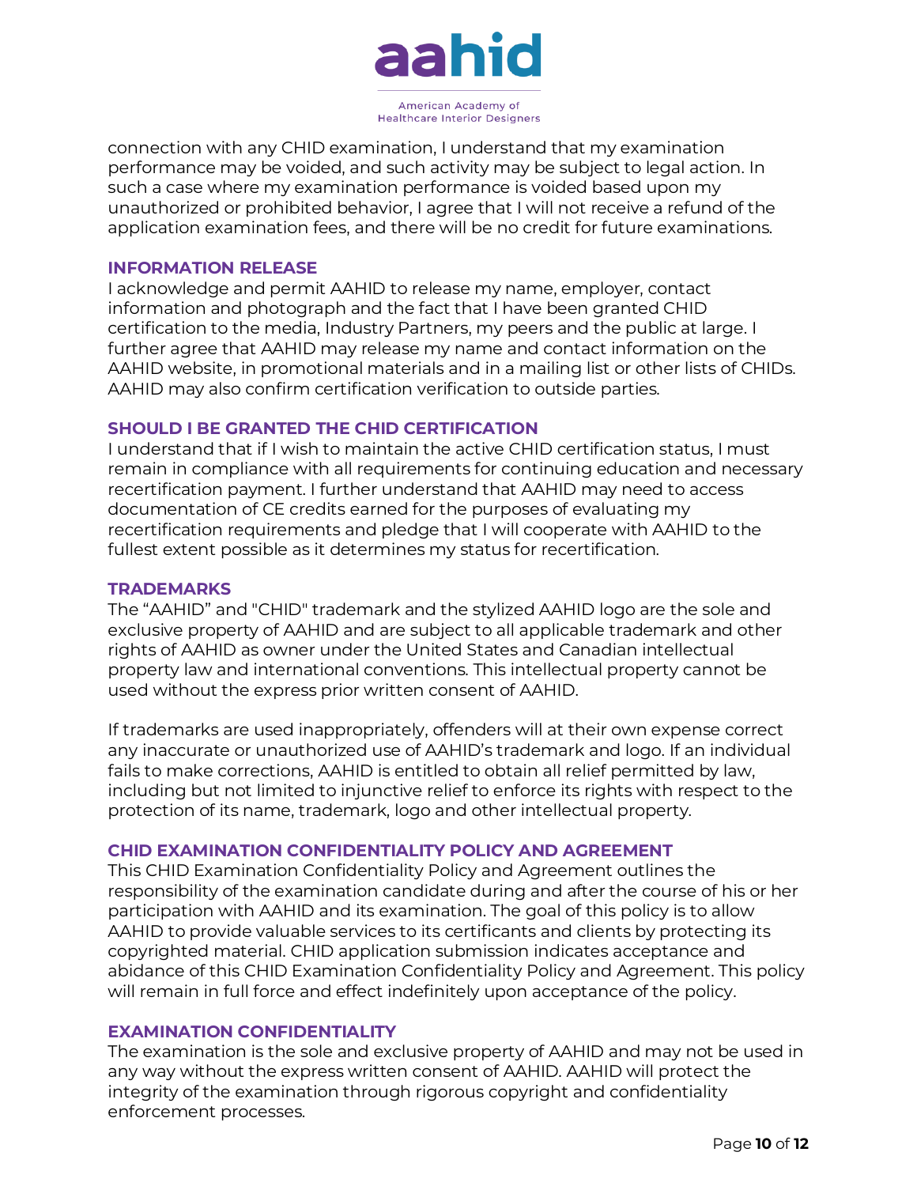connection with any CHID examination, I understand that my examination performance may be voided, and such activity may be subject to legal action. In such a case where my examination performance is voided based upon my unauthorized or prohibited behavior, I agree that I will not receive a refund of the application examination fees, and there will be no credit for future examinations.

## INFORMATION RELEASE

I acknowledge and permit AAHID to release my name, employer, contact information and photograph and the fact that I have been granted CHID certification to the media, Industry Partners, my peers and the public at large. I further agree that AAHID may release my name and contact information on the AAHID website, in promotional materials and in a mailing list or other lists of CHIDs. AAHID may also confirm certification verification to outside parties.

## SHOULD I BE GRANTED THE CHID CERTIFICATION

I understand that if I wish to maintain the active CHID certification status, I must remain in compliance with all requirements for continuing education and necessary recertification payment. I further understand that AAHID may need to access documentation of CE credits earned for the purposes of evaluating my recertification requirements and pledge that I will cooperate with AAHID to the fullest extent possible as it determines my status for recertification.

## TRADEMARKS

The “AAHID” and "CHID" trademark and the stylized AAHID logo are the sole and exclusive property of AAHID and are subject to all applicable trademark and other rights of AAHID as owner under the United States and Canadian intellectual property law and international conventions. This intellectual property cannot be used without the express prior written consent of AAHID.

If trademarks are used inappropriately, offenders will at their own expense correct any inaccurate or unauthorized use of AAHID’s trademark and logo. If an individual fails to make corrections, AAHID is entitled to obtain all relief permitted by law, including but not limited to injunctive relief to enforce its rights with respect to the protection of its name, trademark, logo and other intellectual property.

## CHID EXAMINATION CONFIDENTIALITY POLICY AND AGREEMENT

This CHID Examination Confidentiality Policy and Agreement outlines the responsibility of the examination candidate during and after the course of his or her participation with AAHID and its examination. The goal of this policy is to allow AAHID to provide valuable services to its certificants and clients by protecting its copyrighted material. CHID application submission indicates acceptance and abidance of this CHID Examination Confidentiality Policy and Agreement. This policy will remain in full force and effect indefinitely upon acceptance of the policy.

## EXAMINATION CONFIDENTIALITY

The examination is the sole and exclusive property of AAHID and may not be used in any way without the express written consent of AAHID. AAHID will protect the integrity of the examination through rigorous copyright and confidentiality enforcement processes.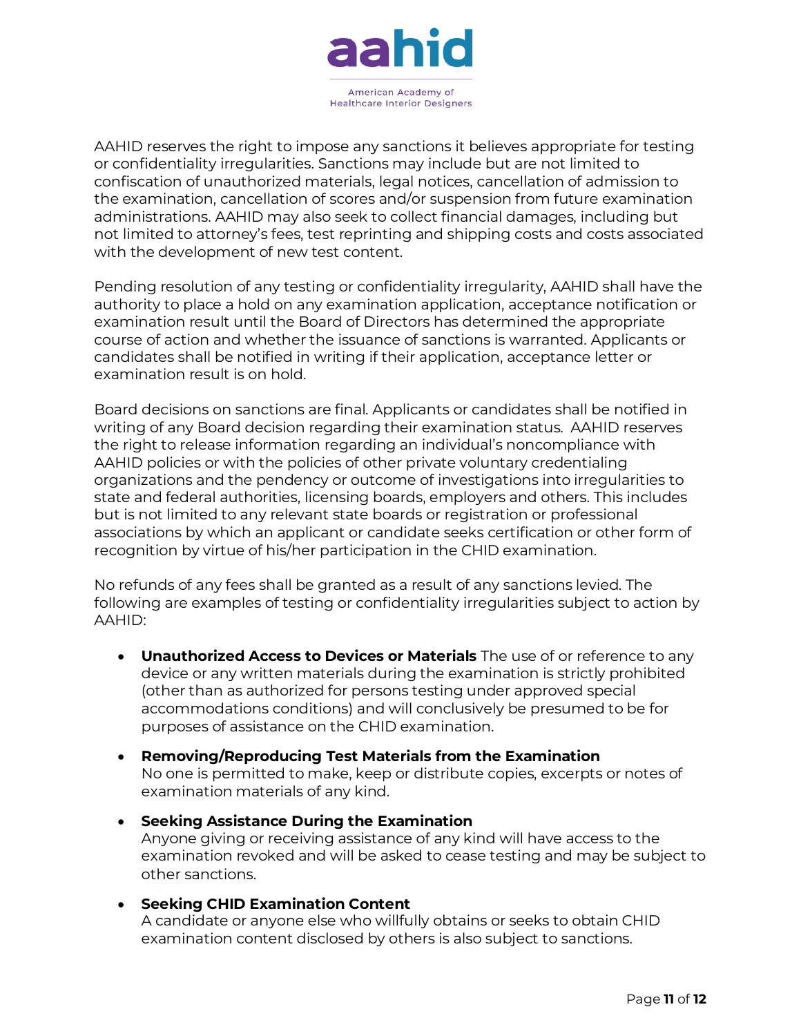AAHID reserves the right to impose any sanctions it believes appropriate for testing or confidentiality irregularities. Sanctions may include but are not limited to confiscation of unauthorized materials, legal notices, cancellation of admission to the examination, cancellation of scores and/or suspension from future examination administrations. AAHID may also seek to collect financial damages, including but not limited to attorney's fees, test reprinting and shipping costs and costs associated with the development of new test content.

Pending resolution of any testing or confidentiality irregularity, AAHID shall have the authority to place a hold on any examination application, acceptance notification or examination result until the Board of Directors has determined the appropriate course of action and whether the issuance of sanctions is warranted. Applicants or candidates shall be notified in writing if their application, acceptance letter or examination result is on hold.

Board decisions on sanctions are final. Applicants or candidates shall be notified in writing of any Board decision regarding their examination status. AAHID reserves the right to release information regarding an individual's noncompliance with AAHID policies or with the policies of other private voluntary credentialing organizations and the pendency or outcome of investigations into irregularities to state and federal authorities, licensing boards, employers and others. This includes but is not limited to any relevant state boards or registration or professional associations by which an applicant or candidate seeks certification or other form of recognition by virtue of his/her participation in the CHID examination.

No refunds of any fees shall be granted as a result of any sanctions levied. The following are examples of testing or confidentiality irregularities subject to action by AAHID:

- **Unauthorized Access to Devices or Materials** The use of or reference to any device or any written materials during the examination is strictly prohibited (other than as authorized for persons testing under approved special accommodations conditions) and will conclusively be presumed to be for purposes of assistance on the CHID examination.
- **Removing/Reproducing Test Materials from the Examination**
  No one is permitted to make, keep or distribute copies, excerpts or notes of examination materials of any kind.
- **Seeking Assistance During the Examination**
  Anyone giving or receiving assistance of any kind will have access to the examination revoked and will be asked to cease testing and may be subject to other sanctions.
- **Seeking CHID Examination Content**
  A candidate or anyone else who willfully obtains or seeks to obtain CHID examination content disclosed by others is also subject to sanctions.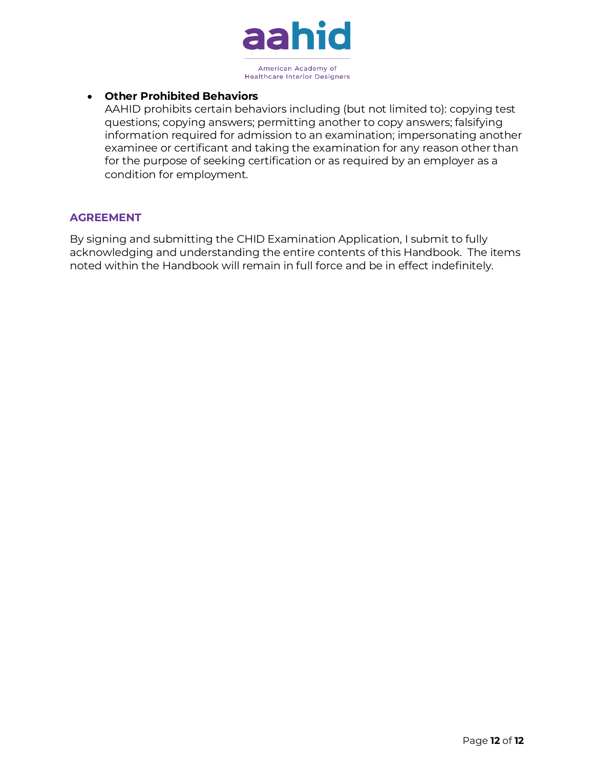- **Other Prohibited Behaviors**
  AAHID prohibits certain behaviors including (but not limited to): copying test questions; copying answers; permitting another to copy answers; falsifying information required for admission to an examination; impersonating another examinee or certificant and taking the examination for any reason other than for the purpose of seeking certification or as required by an employer as a condition for employment.

## AGREEMENT

By signing and submitting the CHID Examination Application, I submit to fully acknowledging and understanding the entire contents of this Handbook. The items noted within the Handbook will remain in full force and be in effect indefinitely.